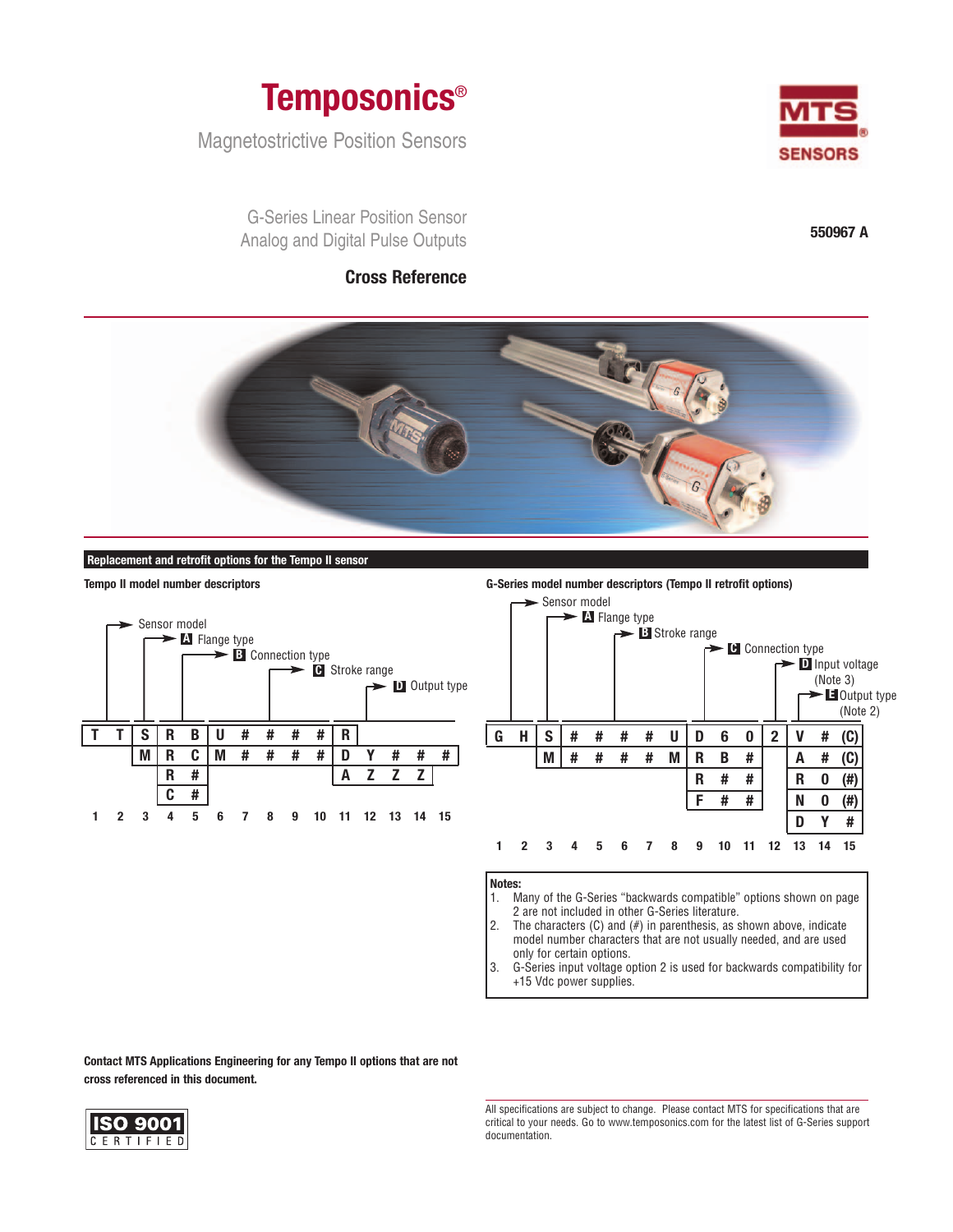# Temposonics®

Magnetostrictive Position Sensors

G-Series Linear Position Sensor
Analog and Digital Pulse Outputs

## Cross Reference

550967 A

### Replacement and retrofit options for the Tempo II sensor

**Tempo II model number descriptors**

- Sensor model (positions 1–3)
- **A** Flange type (positions 3–4)
- **B** Connection type (position 5)
- **C** Stroke range (positions 6–10)
- **D** Output type (positions 11–15)

| 1 | 2 | 3 | 4 | 5 | 6 | 7 | 8 | 9 | 10 | 11 | 12 | 13 | 14 | 15 |
|---|---|---|---|---|---|---|---|---|---|---|---|---|---|---|
| T | T | S | R | B | U | # | # | # | # | R | | | | |
| | | M | R | C | M | # | # | # | # | D | Y | # | # | # |
| | | | R | # | | | | | | A | Z | Z | Z | |
| | | | C | # | | | | | | | | | | |

**G-Series model number descriptors (Tempo II retrofit options)**

- Sensor model (positions 1–2)
- **A** Flange type (position 3)
- **B** Stroke range (positions 4–8)
- **C** Connection type (positions 9–11)
- **D** Input voltage (Note 3) (position 12)
- **E** Output type (Note 2) (positions 13–15)

| 1 | 2 | 3 | 4 | 5 | 6 | 7 | 8 | 9 | 10 | 11 | 12 | 13 | 14 | 15 |
|---|---|---|---|---|---|---|---|---|---|---|---|---|---|---|
| G | H | S | # | # | # | # | U | D | 6 | 0 | 2 | V | # | (C) |
| | | M | # | # | # | # | M | R | B | # | | A | # | (C) |
| | | | | | | | | R | # | # | | R | 0 | (#) |
| | | | | | | | | F | # | # | | N | 0 | (#) |
| | | | | | | | | | | | | D | Y | # |

**Notes:**

1. Many of the G-Series "backwards compatible" options shown on page 2 are not included in other G-Series literature.
2. The characters (C) and (#) in parenthesis, as shown above, indicate model number characters that are not usually needed, and are used only for certain options.
3. G-Series input voltage option 2 is used for backwards compatibility for +15 Vdc power supplies.

**Contact MTS Applications Engineering for any Tempo II options that are not cross referenced in this document.**

ISO 9001 CERTIFIED

All specifications are subject to change. Please contact MTS for specifications that are critical to your needs. Go to www.temposonics.com for the latest list of G-Series support documentation.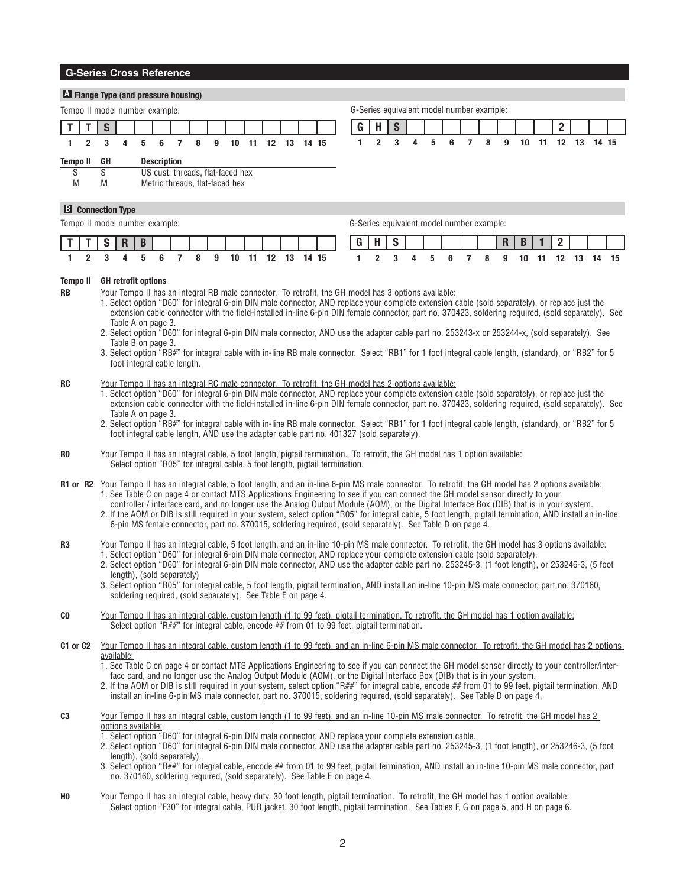## G-Series Cross Reference

### A Flange Type (and pressure housing)

Tempo II model number example:

| T | T | S | | | | | | | | | | | | |
|---|---|---|---|---|---|---|---|---|---|---|---|---|---|---|
| 1 | 2 | 3 | 4 | 5 | 6 | 7 | 8 | 9 | 10 | 11 | 12 | 13 | 14 | 15 |

G-Series equivalent model number example:

| G | H | S | | | | | | | | | 2 | | | |
|---|---|---|---|---|---|---|---|---|---|---|---|---|---|---|
| 1 | 2 | 3 | 4 | 5 | 6 | 7 | 8 | 9 | 10 | 11 | 12 | 13 | 14 | 15 |

| Tempo II | GH | Description |
|---|---|---|
| S | S | US cust. threads, flat-faced hex |
| M | M | Metric threads, flat-faced hex |

### B Connection Type

Tempo II model number example:

| T | T | S | R | B | | | | | | | | | | |
|---|---|---|---|---|---|---|---|---|---|---|---|---|---|---|
| 1 | 2 | 3 | 4 | 5 | 6 | 7 | 8 | 9 | 10 | 11 | 12 | 13 | 14 | 15 |

G-Series equivalent model number example:

| G | H | S | | | | | | R | B | 1 | 2 | | | |
|---|---|---|---|---|---|---|---|---|---|---|---|---|---|---|
| 1 | 2 | 3 | 4 | 5 | 6 | 7 | 8 | 9 | 10 | 11 | 12 | 13 | 14 | 15 |

**Tempo II — GH retrofit options**

**RB** — Your Tempo II has an integral RB male connector. To retrofit, the GH model has 3 options available:

1. Select option "D60" for integral 6-pin DIN male connector, AND replace your complete extension cable (sold separately), or replace just the extension cable connector with the field-installed in-line 6-pin DIN female connector, part no. 370423, soldering required, (sold separately). See Table A on page 3.
2. Select option "D60" for integral 6-pin DIN male connector, AND use the adapter cable part no. 253243-x or 253244-x, (sold separately). See Table B on page 3.
3. Select option "RB#" for integral cable with in-line RB male connector. Select "RB1" for 1 foot integral cable length, (standard), or "RB2" for 5 foot integral cable length.

**RC** — Your Tempo II has an integral RC male connector. To retrofit, the GH model has 2 options available:

1. Select option "D60" for integral 6-pin DIN male connector, AND replace your complete extension cable (sold separately), or replace just the extension cable connector with the field-installed in-line 6-pin DIN female connector, part no. 370423, soldering required, (sold separately). See Table A on page 3.
2. Select option "RB#" for integral cable with in-line RB male connector. Select "RB1" for 1 foot integral cable length, (standard), or "RB2" for 5 foot integral cable length, AND use the adapter cable part no. 401327 (sold separately).

**R0** — Your Tempo II has an integral cable, 5 foot length, pigtail termination. To retrofit, the GH model has 1 option available:
Select option "R05" for integral cable, 5 foot length, pigtail termination.

**R1 or R2** — Your Tempo II has an integral cable, 5 foot length, and an in-line 6-pin MS male connector. To retrofit, the GH model has 2 options available:

1. See Table C on page 4 or contact MTS Applications Engineering to see if you can connect the GH model sensor directly to your controller / interface card, and no longer use the Analog Output Module (AOM), or the Digital Interface Box (DIB) that is in your system.
2. If the AOM or DIB is still required in your system, select option "R05" for integral cable, 5 foot length, pigtail termination, AND install an in-line 6-pin MS female connector, part no. 370015, soldering required, (sold separately). See Table D on page 4.

**R3** — Your Tempo II has an integral cable, 5 foot length, and an in-line 10-pin MS male connector. To retrofit, the GH model has 3 options available:

1. Select option "D60" for integral 6-pin DIN male connector, AND replace your complete extension cable (sold separately).
2. Select option "D60" for integral 6-pin DIN male connector, AND use the adapter cable part no. 253245-3, (1 foot length), or 253246-3, (5 foot length), (sold separately)
3. Select option "R05" for integral cable, 5 foot length, pigtail termination, AND install an in-line 10-pin MS male connector, part no. 370160, soldering required, (sold separately). See Table E on page 4.

**C0** — Your Tempo II has an integral cable, custom length (1 to 99 feet), pigtail termination. To retrofit, the GH model has 1 option available:
Select option "R##" for integral cable, encode ## from 01 to 99 feet, pigtail termination.

**C1 or C2** — Your Tempo II has an integral cable, custom length (1 to 99 feet), and an in-line 6-pin MS male connector. To retrofit, the GH model has 2 options available:

1. See Table C on page 4 or contact MTS Applications Engineering to see if you can connect the GH model sensor directly to your controller/interface card, and no longer use the Analog Output Module (AOM), or the Digital Interface Box (DIB) that is in your system.
2. If the AOM or DIB is still required in your system, select option "R##" for integral cable, encode ## from 01 to 99 feet, pigtail termination, AND install an in-line 6-pin MS female connector, part no. 370015, soldering required, (sold separately). See Table D on page 4.

**C3** — Your Tempo II has an integral cable, custom length (1 to 99 feet), and an in-line 10-pin MS male connector. To retrofit, the GH model has 2 options available:

1. Select option "D60" for integral 6-pin DIN male connector, AND replace your complete extension cable.
2. Select option "D60" for integral 6-pin DIN male connector, AND use the adapter cable part no. 253245-3, (1 foot length), or 253246-3, (5 foot length), (sold separately).
3. Select option "R##" for integral cable, encode ## from 01 to 99 feet, pigtail termination, AND install an in-line 10-pin MS male connector, part no. 370160, soldering required, (sold separately). See Table E on page 4.

**H0** — Your Tempo II has an integral cable, heavy duty, 30 foot length, pigtail termination. To retrofit, the GH model has 1 option available:
Select option "F30" for integral cable, PUR jacket, 30 foot length, pigtail termination. See Tables F, G on page 5, and H on page 6.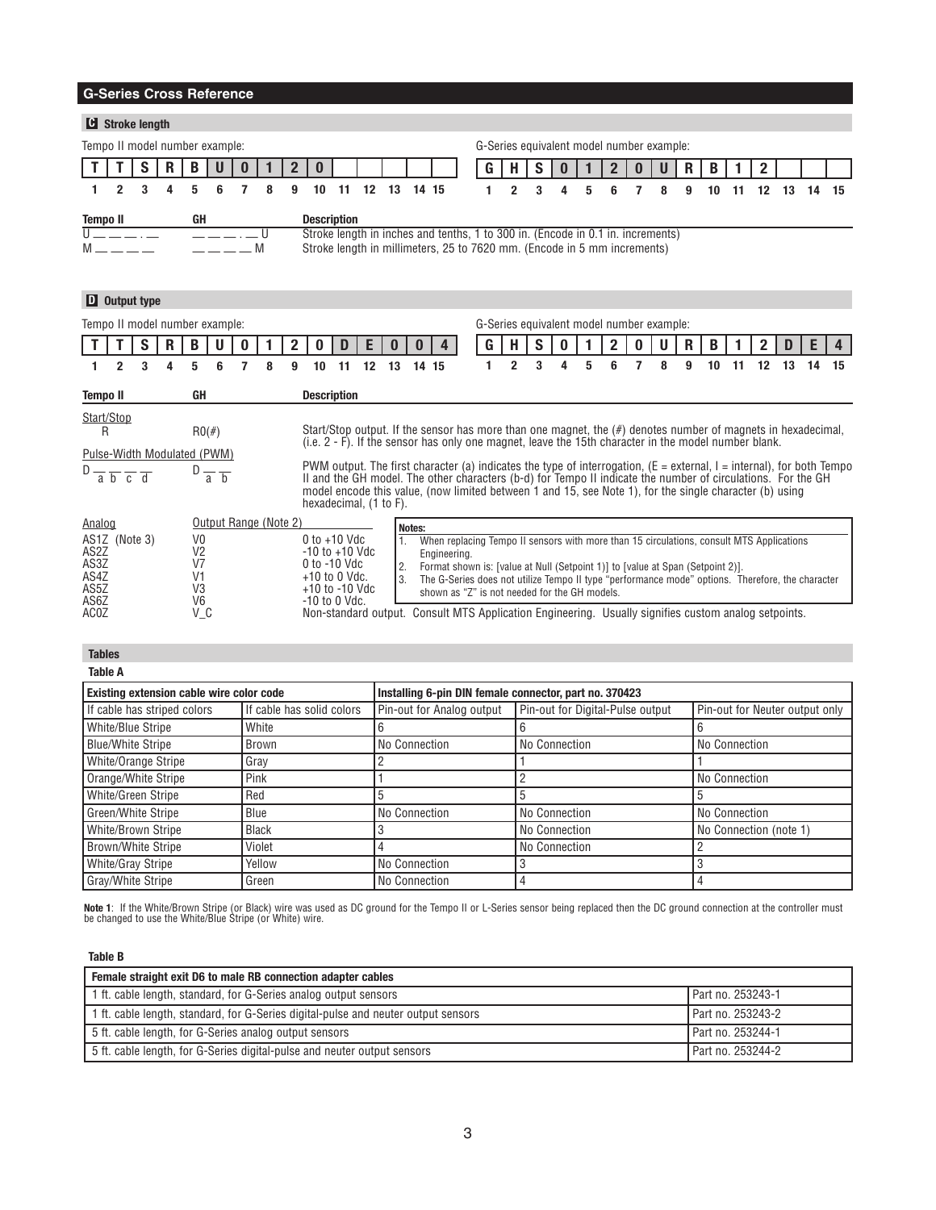## G-Series Cross Reference

### C Stroke length

Tempo II model number example:

| T | T | S | R | B | U | 0 | 1 | 2 | 0 | | | | | |
|---|---|---|---|---|---|---|---|---|---|---|---|---|---|---|
| 1 | 2 | 3 | 4 | 5 | 6 | 7 | 8 | 9 | 10 | 11 | 12 | 13 | 14 | 15 |

G-Series equivalent model number example:

| G | H | S | 0 | 1 | 2 | 0 | U | R | B | 1 | 2 | | | |
|---|---|---|---|---|---|---|---|---|---|---|---|---|---|---|
| 1 | 2 | 3 | 4 | 5 | 6 | 7 | 8 | 9 | 10 | 11 | 12 | 13 | 14 | 15 |

| Tempo II | GH | Description |
|---|---|---|
| U _ _ _ . _ | _ _ _ . _ U | Stroke length in inches and tenths, 1 to 300 in. (Encode in 0.1 in. increments) |
| M _ _ _ _ | _ _ _ _ M | Stroke length in millimeters, 25 to 7620 mm. (Encode in 5 mm increments) |

### D Output type

Tempo II model number example:

| T | T | S | R | B | U | 0 | 1 | 2 | 0 | D | E | 0 | 0 | 4 |
|---|---|---|---|---|---|---|---|---|---|---|---|---|---|---|
| 1 | 2 | 3 | 4 | 5 | 6 | 7 | 8 | 9 | 10 | 11 | 12 | 13 | 14 | 15 |

G-Series equivalent model number example:

| G | H | S | 0 | 1 | 2 | 0 | U | R | B | 1 | 2 | D | E | 4 |
|---|---|---|---|---|---|---|---|---|---|---|---|---|---|---|
| 1 | 2 | 3 | 4 | 5 | 6 | 7 | 8 | 9 | 10 | 11 | 12 | 13 | 14 | 15 |

| Tempo II | GH | Description |
|---|---|---|
| Start/Stop | | |
| R | R0(#) | Start/Stop output. If the sensor has more than one magnet, the (#) denotes number of magnets in hexadecimal, (i.e. 2 - F). If the sensor has only one magnet, leave the 15th character in the model number blank. |
| Pulse-Width Modulated (PWM) | | |
| D _ _ _ _ (a b c d) | D _ _ (a b) | PWM output. The first character (a) indicates the type of interrogation, (E = external, I = internal), for both Tempo II and the GH model. The other characters (b-d) for Tempo II indicate the number of circulations. For the GH model encode this value, (now limited between 1 and 15, see Note 1), for the single character (b) using hexadecimal, (1 to F). |
| Analog | Output Range (Note 2) | |
| AS1Z (Note 3) | V0 | 0 to +10 Vdc |
| AS2Z | V2 | -10 to +10 Vdc |
| AS3Z | V7 | 0 to -10 Vdc |
| AS4Z | V1 | +10 to 0 Vdc. |
| AS5Z | V3 | +10 to -10 Vdc |
| AS6Z | V6 | -10 to 0 Vdc. |
| AC0Z | V_C | Non-standard output. Consult MTS Application Engineering. Usually signifies custom analog setpoints. |

**Notes:**
1. When replacing Tempo II sensors with more than 15 circulations, consult MTS Applications Engineering.
2. Format shown is: [value at Null (Setpoint 1)] to [value at Span (Setpoint 2)].
3. The G-Series does not utilize Tempo II type "performance mode" options. Therefore, the character shown as "Z" is not needed for the GH models.

## Tables

### Table A

| Existing extension cable wire color code | | Installing 6-pin DIN female connector, part no. 370423 | | |
|---|---|---|---|---|
| If cable has striped colors | If cable has solid colors | Pin-out for Analog output | Pin-out for Digital-Pulse output | Pin-out for Neuter output only |
| White/Blue Stripe | White | 6 | 6 | 6 |
| Blue/White Stripe | Brown | No Connection | No Connection | No Connection |
| White/Orange Stripe | Gray | 2 | 1 | 1 |
| Orange/White Stripe | Pink | 1 | 2 | No Connection |
| White/Green Stripe | Red | 5 | 5 | 5 |
| Green/White Stripe | Blue | No Connection | No Connection | No Connection |
| White/Brown Stripe | Black | 3 | No Connection | No Connection (note 1) |
| Brown/White Stripe | Violet | 4 | No Connection | 2 |
| White/Gray Stripe | Yellow | No Connection | 3 | 3 |
| Gray/White Stripe | Green | No Connection | 4 | 4 |

**Note 1**: If the White/Brown Stripe (or Black) wire was used as DC ground for the Tempo II or L-Series sensor being replaced then the DC ground connection at the controller must be changed to use the White/Blue Stripe (or White) wire.

### Table B

| Female straight exit D6 to male RB connection adapter cables | |
|---|---|
| 1 ft. cable length, standard, for G-Series analog output sensors | Part no. 253243-1 |
| 1 ft. cable length, standard, for G-Series digital-pulse and neuter output sensors | Part no. 253243-2 |
| 5 ft. cable length, for G-Series analog output sensors | Part no. 253244-1 |
| 5 ft. cable length, for G-Series digital-pulse and neuter output sensors | Part no. 253244-2 |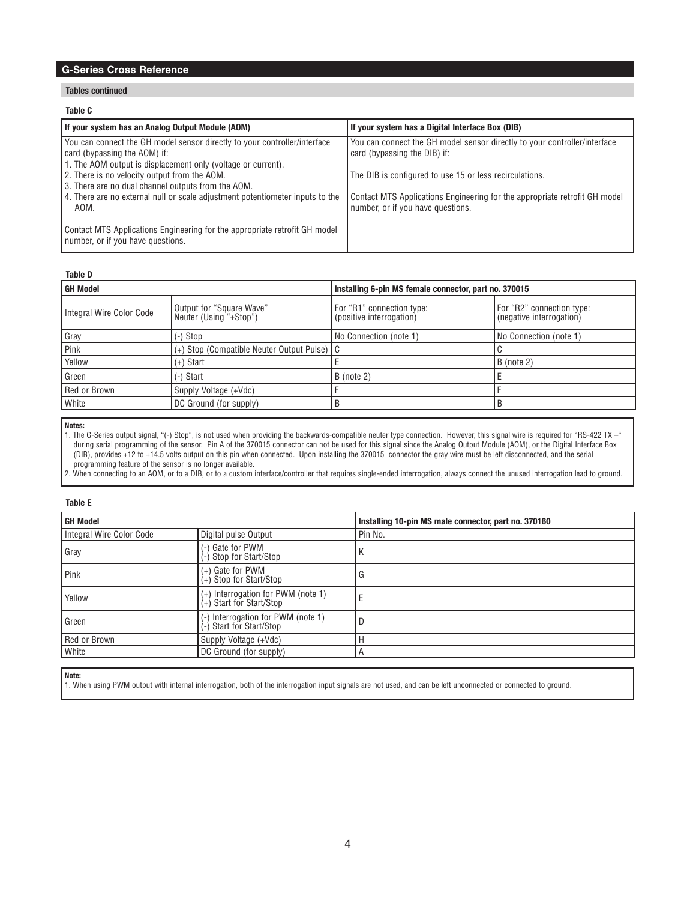## G-Series Cross Reference

### Tables continued

**Table C**

| If your system has an Analog Output Module (AOM) | If your system has a Digital Interface Box (DIB) |
|---|---|
| You can connect the GH model sensor directly to your controller/interface card (bypassing the AOM) if:<br>1. The AOM output is displacement only (voltage or current).<br>2. There is no velocity output from the AOM.<br>3. There are no dual channel outputs from the AOM.<br>4. There are no external null or scale adjustment potentiometer inputs to the AOM.<br><br>Contact MTS Applications Engineering for the appropriate retrofit GH model number, or if you have questions. | You can connect the GH model sensor directly to your controller/interface card (bypassing the DIB) if:<br><br>The DIB is configured to use 15 or less recirculations.<br><br>Contact MTS Applications Engineering for the appropriate retrofit GH model number, or if you have questions. |

**Table D**

| GH Model | | Installing 6-pin MS female connector, part no. 370015 | |
|---|---|---|---|
| Integral Wire Color Code | Output for "Square Wave" Neuter (Using "+Stop") | For "R1" connection type: (positive interrogation) | For "R2" connection type: (negative interrogation) |
| Gray | (-) Stop | No Connection (note 1) | No Connection (note 1) |
| Pink | (+) Stop (Compatible Neuter Output Pulse) | C | C |
| Yellow | (+) Start | E | B (note 2) |
| Green | (-) Start | B (note 2) | E |
| Red or Brown | Supply Voltage (+Vdc) | F | F |
| White | DC Ground (for supply) | B | B |

**Notes:**
1. The G-Series output signal, "(-) Stop", is not used when providing the backwards-compatible neuter type connection. However, this signal wire is required for "RS-422 TX –" during serial programming of the sensor. Pin A of the 370015 connector can not be used for this signal since the Analog Output Module (AOM), or the Digital Interface Box (DIB), provides +12 to +14.5 volts output on this pin when connected. Upon installing the 370015 connector the gray wire must be left disconnected, and the serial programming feature of the sensor is no longer available.
2. When connecting to an AOM, or to a DIB, or to a custom interface/controller that requires single-ended interrogation, always connect the unused interrogation lead to ground.

**Table E**

| GH Model | | Installing 10-pin MS male connector, part no. 370160 |
|---|---|---|
| Integral Wire Color Code | Digital pulse Output | Pin No. |
| Gray | (-) Gate for PWM<br>(-) Stop for Start/Stop | K |
| Pink | (+) Gate for PWM<br>(+) Stop for Start/Stop | G |
| Yellow | (+) Interrogation for PWM (note 1)<br>(+) Start for Start/Stop | E |
| Green | (-) Interrogation for PWM (note 1)<br>(-) Start for Start/Stop | D |
| Red or Brown | Supply Voltage (+Vdc) | H |
| White | DC Ground (for supply) | A |

**Note:**
1. When using PWM output with internal interrogation, both of the interrogation input signals are not used, and can be left unconnected or connected to ground.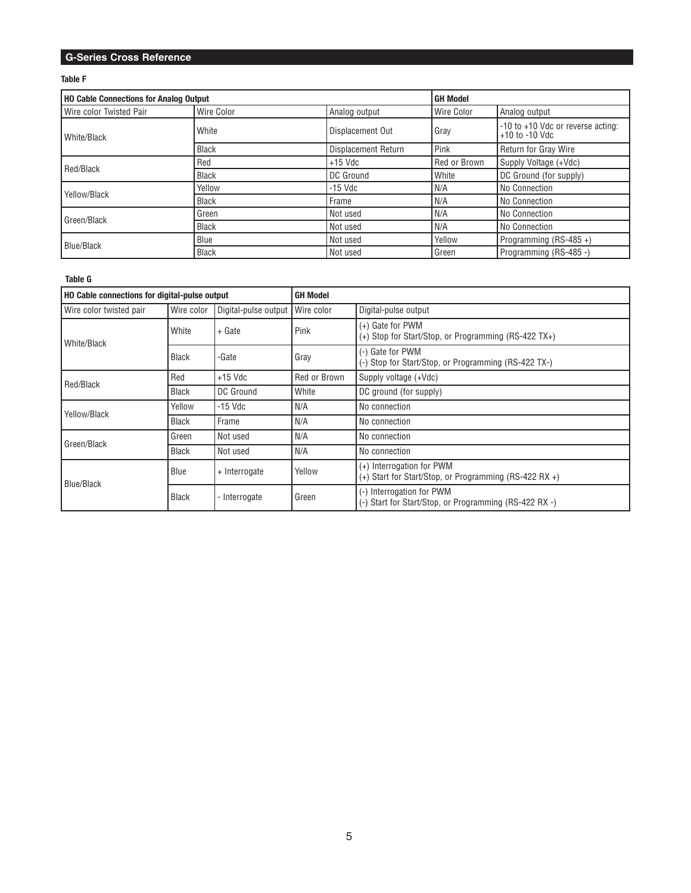## G-Series Cross Reference

**Table F**

| HO Cable Connections for Analog Output | | | GH Model | |
|---|---|---|---|---|
| Wire color Twisted Pair | Wire Color | Analog output | Wire Color | Analog output |
| White/Black | White | Displacement Out | Gray | -10 to +10 Vdc or reverse acting: +10 to -10 Vdc |
| | Black | Displacement Return | Pink | Return for Gray Wire |
| Red/Black | Red | +15 Vdc | Red or Brown | Supply Voltage (+Vdc) |
| | Black | DC Ground | White | DC Ground (for supply) |
| Yellow/Black | Yellow | -15 Vdc | N/A | No Connection |
| | Black | Frame | N/A | No Connection |
| Green/Black | Green | Not used | N/A | No Connection |
| | Black | Not used | N/A | No Connection |
| Blue/Black | Blue | Not used | Yellow | Programming (RS-485 +) |
| | Black | Not used | Green | Programming (RS-485 -) |

**Table G**

| HO Cable connections for digital-pulse output | | | GH Model | |
|---|---|---|---|---|
| Wire color twisted pair | Wire color | Digital-pulse output | Wire color | Digital-pulse output |
| White/Black | White | + Gate | Pink | (+) Gate for PWM<br>(+) Stop for Start/Stop, or Programming (RS-422 TX+) |
| | Black | -Gate | Gray | (-) Gate for PWM<br>(-) Stop for Start/Stop, or Programming (RS-422 TX-) |
| Red/Black | Red | +15 Vdc | Red or Brown | Supply voltage (+Vdc) |
| | Black | DC Ground | White | DC ground (for supply) |
| Yellow/Black | Yellow | -15 Vdc | N/A | No connection |
| | Black | Frame | N/A | No connection |
| Green/Black | Green | Not used | N/A | No connection |
| | Black | Not used | N/A | No connection |
| Blue/Black | Blue | + Interrogate | Yellow | (+) Interrogation for PWM<br>(+) Start for Start/Stop, or Programming (RS-422 RX +) |
| | Black | - Interrogate | Green | (-) Interrogation for PWM<br>(-) Start for Start/Stop, or Programming (RS-422 RX -) |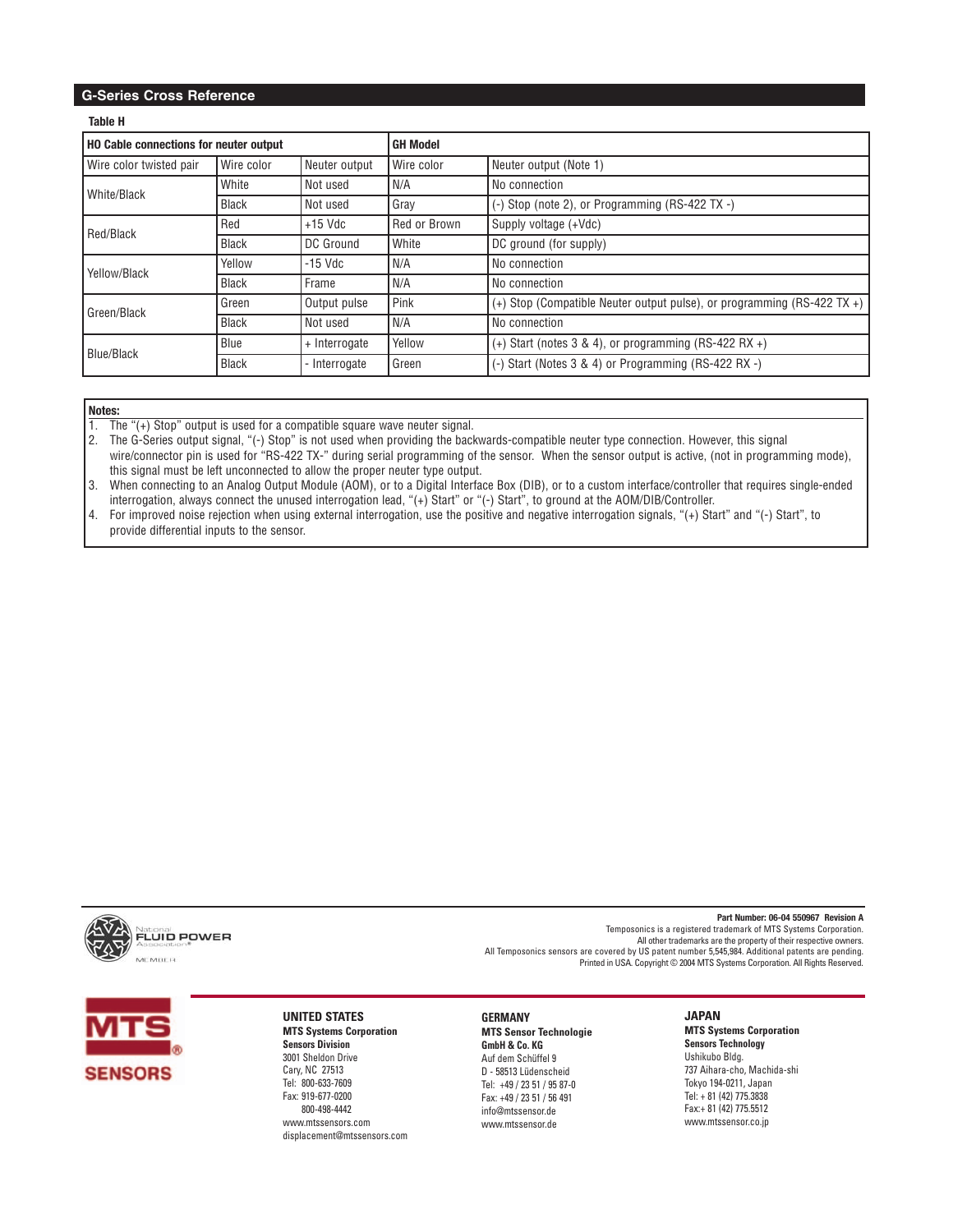## G-Series Cross Reference

**Table H**

| HO Cable connections for neuter output | | | GH Model | |
|---|---|---|---|---|
| Wire color twisted pair | Wire color | Neuter output | Wire color | Neuter output (Note 1) |
| White/Black | White | Not used | N/A | No connection |
| | Black | Not used | Gray | (-) Stop (note 2), or Programming (RS-422 TX -) |
| Red/Black | Red | +15 Vdc | Red or Brown | Supply voltage (+Vdc) |
| | Black | DC Ground | White | DC ground (for supply) |
| Yellow/Black | Yellow | -15 Vdc | N/A | No connection |
| | Black | Frame | N/A | No connection |
| Green/Black | Green | Output pulse | Pink | (+) Stop (Compatible Neuter output pulse), or programming (RS-422 TX +) |
| | Black | Not used | N/A | No connection |
| Blue/Black | Blue | + Interrogate | Yellow | (+) Start (notes 3 & 4), or programming (RS-422 RX +) |
| | Black | - Interrogate | Green | (-) Start (Notes 3 & 4) or Programming (RS-422 RX -) |

**Notes:**

1. The "(+) Stop" output is used for a compatible square wave neuter signal.
2. The G-Series output signal, "(-) Stop" is not used when providing the backwards-compatible neuter type connection. However, this signal wire/connector pin is used for "RS-422 TX-" during serial programming of the sensor. When the sensor output is active, (not in programming mode), this signal must be left unconnected to allow the proper neuter type output.
3. When connecting to an Analog Output Module (AOM), or to a Digital Interface Box (DIB), or to a custom interface/controller that requires single-ended interrogation, always connect the unused interrogation lead, "(+) Start" or "(-) Start", to ground at the AOM/DIB/Controller.
4. For improved noise rejection when using external interrogation, use the positive and negative interrogation signals, "(+) Start" and "(-) Start", to provide differential inputs to the sensor.

National FLUID POWER Association® MEMBER

**Part Number: 06-04 550967 Revision A**
Temposonics is a registered trademark of MTS Systems Corporation.
All other trademarks are the property of their respective owners.
All Temposonics sensors are covered by US patent number 5,545,984. Additional patents are pending.
Printed in USA. Copyright © 2004 MTS Systems Corporation. All Rights Reserved.

MTS® SENSORS

**UNITED STATES**
**MTS Systems Corporation**
**Sensors Division**
3001 Sheldon Drive
Cary, NC 27513
Tel: 800-633-7609
Fax: 919-677-0200
800-498-4442
www.mtssensors.com
displacement@mtssensors.com

**GERMANY**
**MTS Sensor Technologie**
**GmbH & Co. KG**
Auf dem Schüffel 9
D - 58513 Lüdenscheid
Tel: +49 / 23 51 / 95 87-0
Fax: +49 / 23 51 / 56 491
info@mtssensor.de
www.mtssensor.de

**JAPAN**
**MTS Systems Corporation**
**Sensors Technology**
Ushikubo Bldg.
737 Aihara-cho, Machida-shi
Tokyo 194-0211, Japan
Tel: + 81 (42) 775.3838
Fax:+ 81 (42) 775.5512
www.mtssensor.co.jp